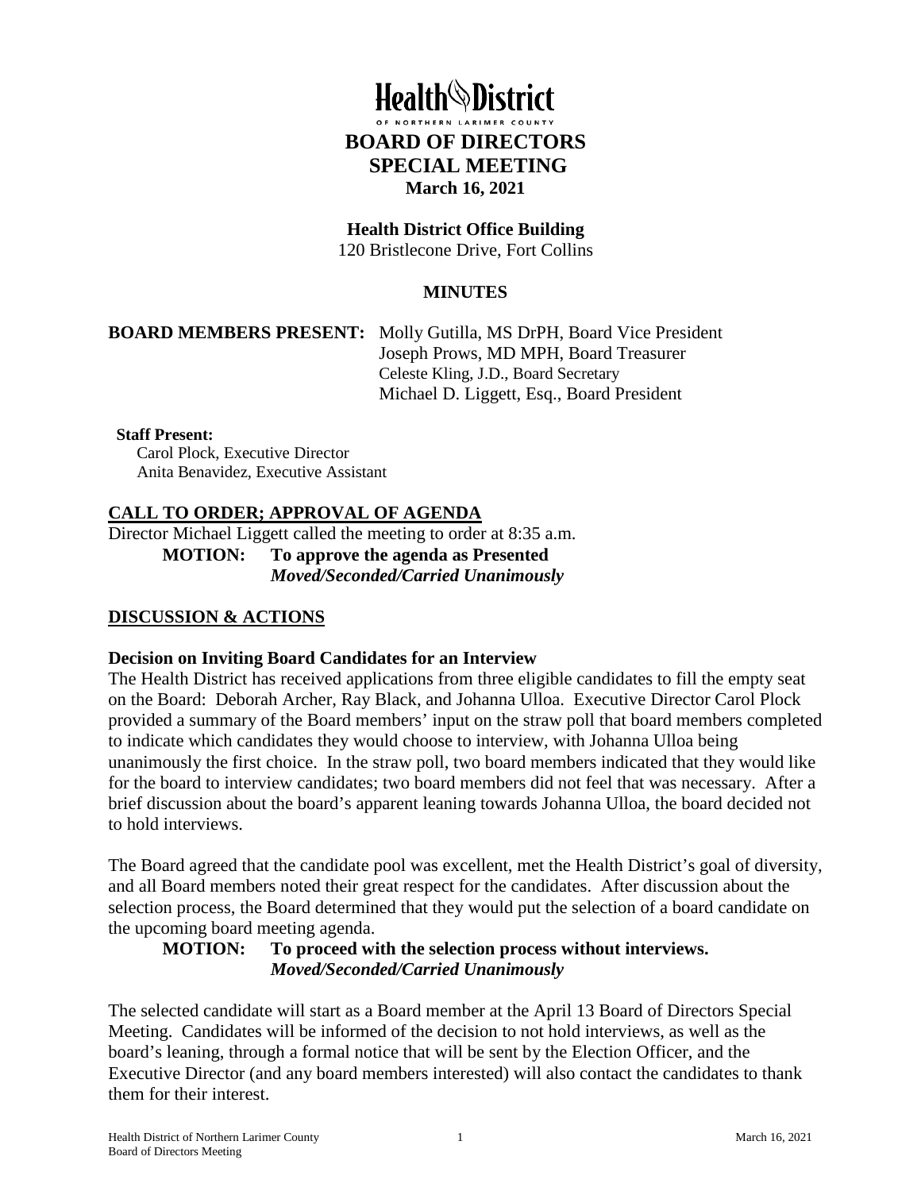# Health District

OF NORTHERN LARIMER COUNTY

## BOARD OF DIRECTORS
## SPECIAL MEETING
**March 16, 2021**

**Health District Office Building**
120 Bristlecone Drive, Fort Collins

### MINUTES

**BOARD MEMBERS PRESENT:** Molly Gutilla, MS DrPH, Board Vice President
Joseph Prows, MD MPH, Board Treasurer
Celeste Kling, J.D., Board Secretary
Michael D. Liggett, Esq., Board President

**Staff Present:**
Carol Plock, Executive Director
Anita Benavidez, Executive Assistant

## CALL TO ORDER; APPROVAL OF AGENDA

Director Michael Liggett called the meeting to order at 8:35 a.m.

**MOTION: To approve the agenda as Presented**
***Moved/Seconded/Carried Unanimously***

## DISCUSSION & ACTIONS

**Decision on Inviting Board Candidates for an Interview**

The Health District has received applications from three eligible candidates to fill the empty seat on the Board: Deborah Archer, Ray Black, and Johanna Ulloa. Executive Director Carol Plock provided a summary of the Board members' input on the straw poll that board members completed to indicate which candidates they would choose to interview, with Johanna Ulloa being unanimously the first choice. In the straw poll, two board members indicated that they would like for the board to interview candidates; two board members did not feel that was necessary. After a brief discussion about the board's apparent leaning towards Johanna Ulloa, the board decided not to hold interviews.

The Board agreed that the candidate pool was excellent, met the Health District's goal of diversity, and all Board members noted their great respect for the candidates. After discussion about the selection process, the Board determined that they would put the selection of a board candidate on the upcoming board meeting agenda.

**MOTION: To proceed with the selection process without interviews.**
***Moved/Seconded/Carried Unanimously***

The selected candidate will start as a Board member at the April 13 Board of Directors Special Meeting. Candidates will be informed of the decision to not hold interviews, as well as the board's leaning, through a formal notice that will be sent by the Election Officer, and the Executive Director (and any board members interested) will also contact the candidates to thank them for their interest.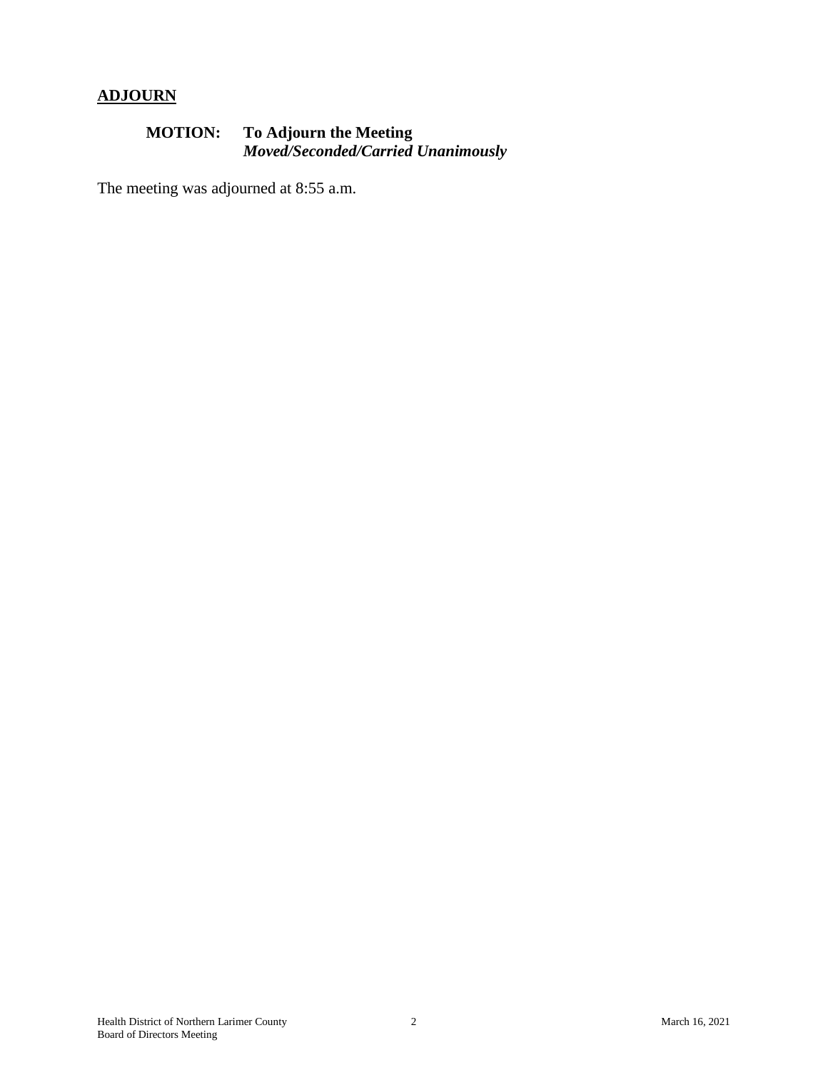## **ADJOURN**

**MOTION: To Adjourn the Meeting**
***Moved/Seconded/Carried Unanimously***

The meeting was adjourned at 8:55 a.m.